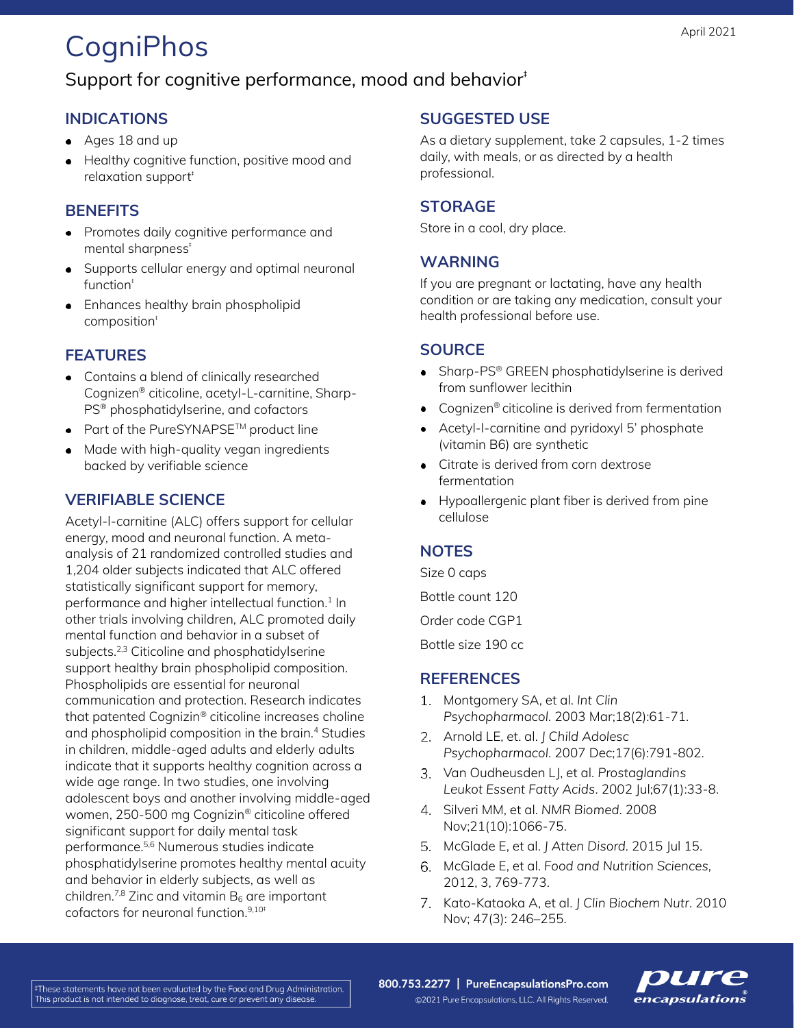April 2021

# CogniPhos

## Support for cognitive performance, mood and behavior‡

### INDICATIONS

- Ages 18 and up
- Healthy cognitive function, positive mood and relaxation support‡

### BENEFITS

- Promotes daily cognitive performance and mental sharpness‡
- Supports cellular energy and optimal neuronal function‡
- Enhances healthy brain phospholipid composition‡

### FEATURES

- Contains a blend of clinically researched Cognizen® citicoline, acetyl-L-carnitine, Sharp-PS® phosphatidylserine, and cofactors
- Part of the PureSYNAPSE™ product line
- Made with high-quality vegan ingredients backed by verifiable science

### VERIFIABLE SCIENCE

Acetyl-l-carnitine (ALC) offers support for cellular energy, mood and neuronal function. A meta-analysis of 21 randomized controlled studies and 1,204 older subjects indicated that ALC offered statistically significant support for memory, performance and higher intellectual function.[1] In other trials involving children, ALC promoted daily mental function and behavior in a subset of subjects.[2,3] Citicoline and phosphatidylserine support healthy brain phospholipid composition. Phospholipids are essential for neuronal communication and protection. Research indicates that patented Cognizin® citicoline increases choline and phospholipid composition in the brain.[4] Studies in children, middle-aged adults and elderly adults indicate that it supports healthy cognition across a wide age range. In two studies, one involving adolescent boys and another involving middle-aged women, 250-500 mg Cognizin® citicoline offered significant support for daily mental task performance.[5,6] Numerous studies indicate phosphatidylserine promotes healthy mental acuity and behavior in elderly subjects, as well as children.[7,8] Zinc and vitamin $B_6$ are important cofactors for neuronal function.[9,10‡]

### SUGGESTED USE

As a dietary supplement, take 2 capsules, 1-2 times daily, with meals, or as directed by a health professional.

### STORAGE

Store in a cool, dry place.

### WARNING

If you are pregnant or lactating, have any health condition or are taking any medication, consult your health professional before use.

### SOURCE

- Sharp-PS® GREEN phosphatidylserine is derived from sunflower lecithin
- Cognizen® citicoline is derived from fermentation
- Acetyl-l-carnitine and pyridoxyl 5' phosphate (vitamin B6) are synthetic
- Citrate is derived from corn dextrose fermentation
- Hypoallergenic plant fiber is derived from pine cellulose

### NOTES

Size 0 caps

Bottle count 120

Order code CGP1

Bottle size 190 cc

### REFERENCES

1. Montgomery SA, et al. *Int Clin Psychopharmacol.* 2003 Mar;18(2):61-71.
2. Arnold LE, et. al. *J Child Adolesc Psychopharmacol.* 2007 Dec;17(6):791-802.
3. Van Oudheusden LJ, et al. *Prostaglandins Leukot Essent Fatty Acids*. 2002 Jul;67(1):33-8.
4. Silveri MM, et al. *NMR Biomed.* 2008 Nov;21(10):1066-75.
5. McGlade E, et al. *J Atten Disord.* 2015 Jul 15.
6. McGlade E, et al. *Food and Nutrition Sciences*, 2012, 3, 769-773.
7. Kato-Kataoka A, et al. *J Clin Biochem Nutr*. 2010 Nov; 47(3): 246–255.

‡These statements have not been evaluated by the Food and Drug Administration. This product is not intended to diagnose, treat, cure or prevent any disease.

800.753.2277 | PureEncapsulationsPro.com

©2021 Pure Encapsulations, LLC. All Rights Reserved.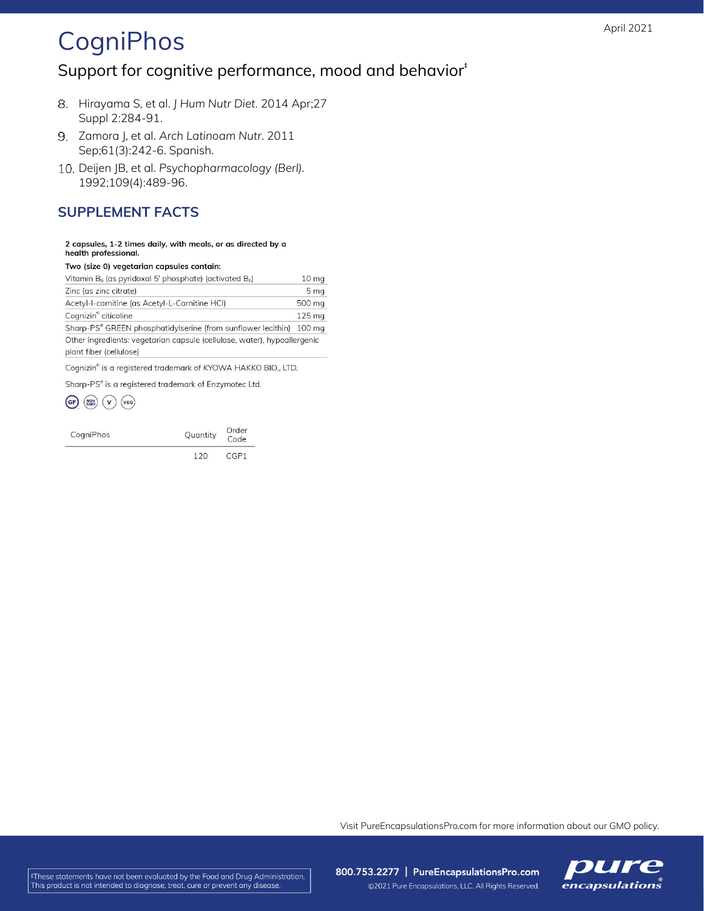# CogniPhos

## Support for cognitive performance, mood and behavior‡

8. Hirayama S, et al. *J Hum Nutr Diet*. 2014 Apr;27 Suppl 2:284-91.
9. Zamora J, et al. *Arch Latinoam Nutr*. 2011 Sep;61(3):242-6. Spanish.
10. Deijen JB, et al. *Psychopharmacology (Berl)*. 1992;109(4):489-96.

## SUPPLEMENT FACTS

**2 capsules, 1-2 times daily, with meals, or as directed by a health professional.**

**Two (size 0) vegetarian capsules contain:**

| | |
|---|---|
| Vitamin $B_6$ (as pyridoxal 5' phosphate) (activated $B_6$) | 10 mg |
| Zinc (as zinc citrate) | 5 mg |
| Acetyl-l-carnitine (as Acetyl-L-Carnitine HCl) | 500 mg |
| Cognizin® citicoline | 125 mg |
| Sharp-PS® GREEN phosphatidylserine (from sunflower lecithin) | 100 mg |

Other ingredients: vegetarian capsule (cellulose, water), hypoallergenic plant fiber (cellulose)

Cognizin® is a registered trademark of KYOWA HAKKO BIO., LTD.

Sharp-PS® is a registered trademark of Enzymotec Ltd.

GF NON GMO V VEG

| CogniPhos | Quantity | Order Code |
|---|---|---|
| | 120 | CGP1 |

Visit PureEncapsulationsPro.com for more information about our GMO policy.

‡These statements have not been evaluated by the Food and Drug Administration. This product is not intended to diagnose, treat, cure or prevent any disease.

800.753.2277 | PureEncapsulationsPro.com

©2021 Pure Encapsulations, LLC. All Rights Reserved.